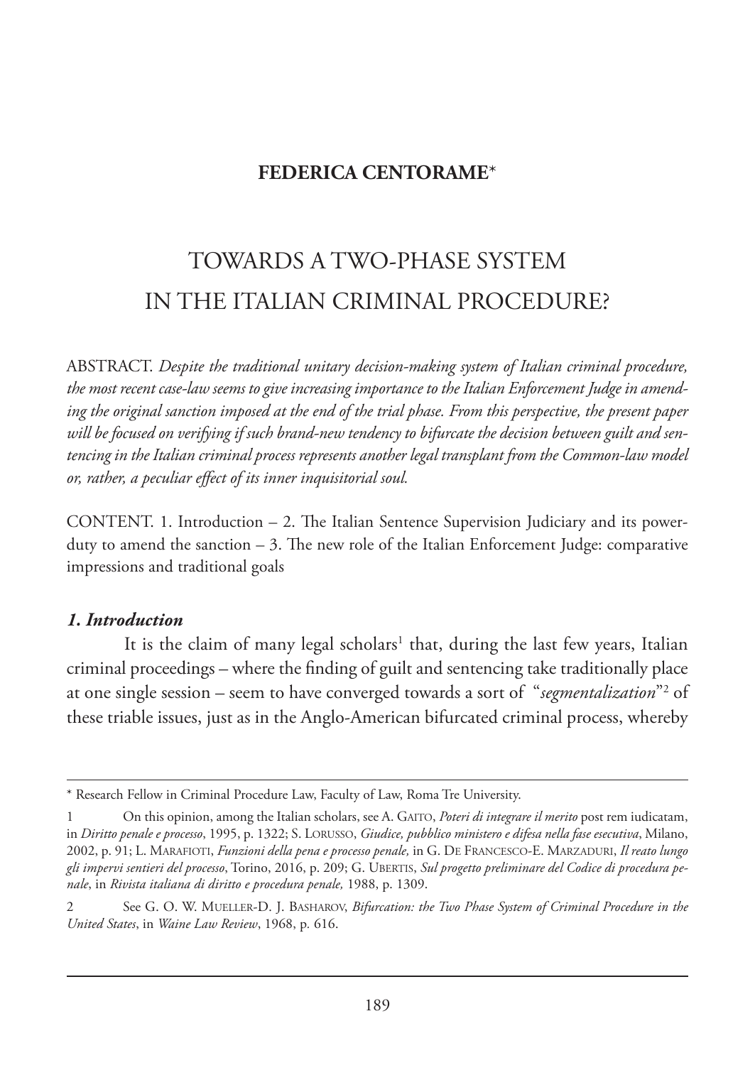**FEDERICA CENTORAME***

# TOWARDS A TWO-PHASE SYSTEM IN THE ITALIAN CRIMINAL PROCEDURE?

ABSTRACT. *Despite the traditional unitary decision-making system of Italian criminal procedure, the most recent case-law seems to give increasing importance to the Italian Enforcement Judge in amending the original sanction imposed at the end of the trial phase. From this perspective, the present paper will be focused on verifying if such brand-new tendency to bifurcate the decision between guilt and sentencing in the Italian criminal process represents another legal transplant from the Common-law model or, rather, a peculiar effect of its inner inquisitorial soul.*

CONTENT. 1. Introduction – 2. The Italian Sentence Supervision Judiciary and its power-duty to amend the sanction – 3. The new role of the Italian Enforcement Judge: comparative impressions and traditional goals

### *1. Introduction*

It is the claim of many legal scholars[1] that, during the last few years, Italian criminal proceedings – where the finding of guilt and sentencing take traditionally place at one single session – seem to have converged towards a sort of "*segmentalization*"[2] of these triable issues, just as in the Anglo-American bifurcated criminal process, whereby

---

\* Research Fellow in Criminal Procedure Law, Faculty of Law, Roma Tre University.

1 On this opinion, among the Italian scholars, see A. GAITO, *Poteri di integrare il merito* post rem iudicatam, in *Diritto penale e processo*, 1995, p. 1322; S. LORUSSO, *Giudice, pubblico ministero e difesa nella fase esecutiva*, Milano, 2002, p. 91; L. MARAFIOTI, *Funzioni della pena e processo penale,* in G. DE FRANCESCO-E. MARZADURI, *Il reato lungo gli impervi sentieri del processo*, Torino, 2016, p. 209; G. UBERTIS, *Sul progetto preliminare del Codice di procedura penale*, in *Rivista italiana di diritto e procedura penale,* 1988, p. 1309.

2 See G. O. W. MUELLER-D. J. BASHAROV, *Bifurcation: the Two Phase System of Criminal Procedure in the United States*, in *Waine Law Review*, 1968, p. 616.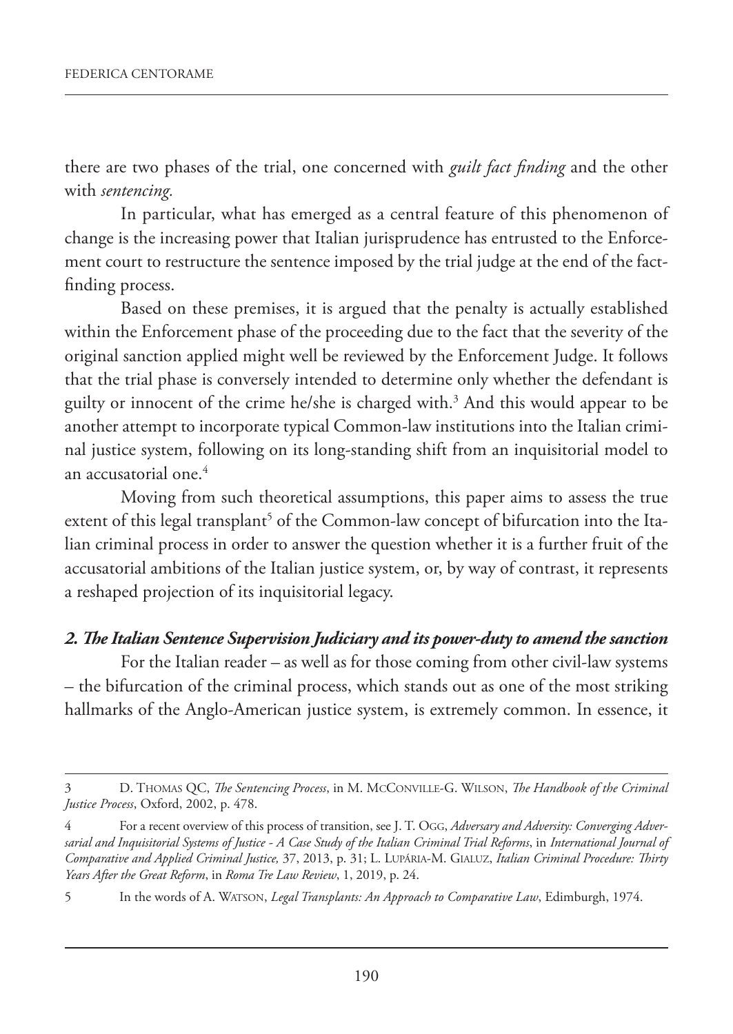there are two phases of the trial, one concerned with *guilt fact finding* and the other with *sentencing.*

In particular, what has emerged as a central feature of this phenomenon of change is the increasing power that Italian jurisprudence has entrusted to the Enforcement court to restructure the sentence imposed by the trial judge at the end of the fact-finding process.

Based on these premises, it is argued that the penalty is actually established within the Enforcement phase of the proceeding due to the fact that the severity of the original sanction applied might well be reviewed by the Enforcement Judge. It follows that the trial phase is conversely intended to determine only whether the defendant is guilty or innocent of the crime he/she is charged with.[3] And this would appear to be another attempt to incorporate typical Common-law institutions into the Italian criminal justice system, following on its long-standing shift from an inquisitorial model to an accusatorial one.[4]

Moving from such theoretical assumptions, this paper aims to assess the true extent of this legal transplant[5] of the Common-law concept of bifurcation into the Italian criminal process in order to answer the question whether it is a further fruit of the accusatorial ambitions of the Italian justice system, or, by way of contrast, it represents a reshaped projection of its inquisitorial legacy.

## *2. The Italian Sentence Supervision Judiciary and its power-duty to amend the sanction*

For the Italian reader – as well as for those coming from other civil-law systems – the bifurcation of the criminal process, which stands out as one of the most striking hallmarks of the Anglo-American justice system, is extremely common. In essence, it

---

3 D. THOMAS QC, *The Sentencing Process*, in M. MCCONVILLE-G. WILSON, *The Handbook of the Criminal Justice Process*, Oxford, 2002, p. 478.

4 For a recent overview of this process of transition, see J. T. OGG, *Adversary and Adversity: Converging Adversarial and Inquisitorial Systems of Justice - A Case Study of the Italian Criminal Trial Reforms*, in *International Journal of Comparative and Applied Criminal Justice,* 37, 2013, p. 31; L. LUPÁRIA-M. GIALUZ, *Italian Criminal Procedure: Thirty Years After the Great Reform*, in *Roma Tre Law Review*, 1, 2019, p. 24.

5 In the words of A. WATSON, *Legal Transplants: An Approach to Comparative Law*, Edimburgh, 1974.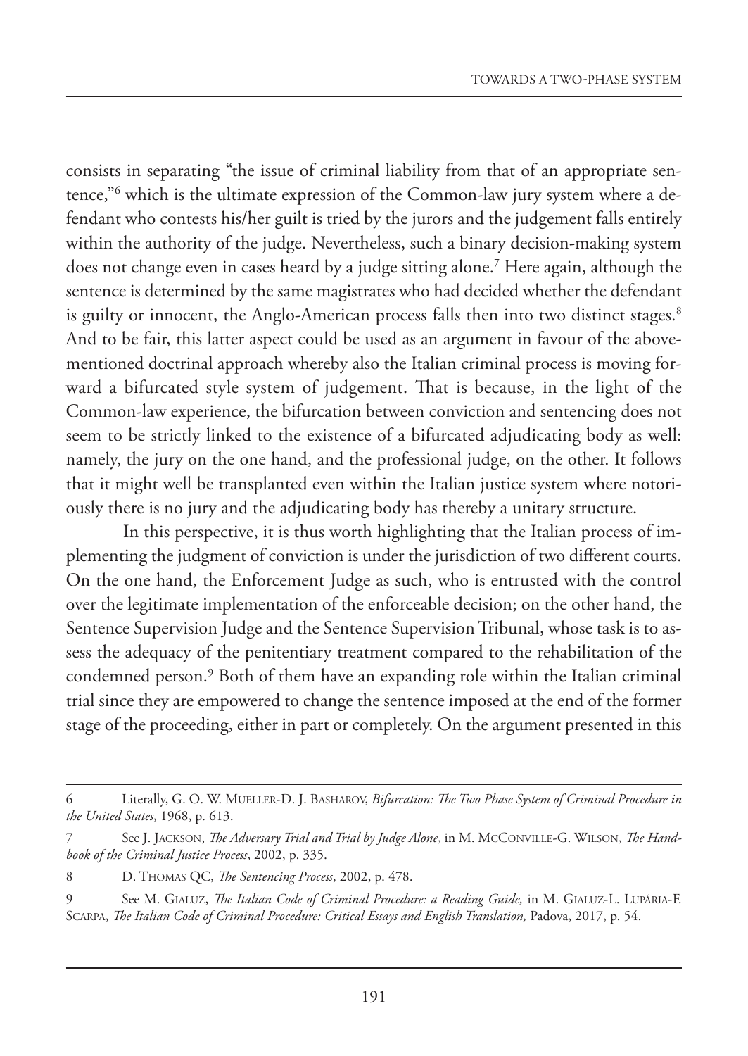consists in separating "the issue of criminal liability from that of an appropriate sentence,"[6] which is the ultimate expression of the Common-law jury system where a defendant who contests his/her guilt is tried by the jurors and the judgement falls entirely within the authority of the judge. Nevertheless, such a binary decision-making system does not change even in cases heard by a judge sitting alone.[7] Here again, although the sentence is determined by the same magistrates who had decided whether the defendant is guilty or innocent, the Anglo-American process falls then into two distinct stages.[8] And to be fair, this latter aspect could be used as an argument in favour of the abovementioned doctrinal approach whereby also the Italian criminal process is moving forward a bifurcated style system of judgement. That is because, in the light of the Common-law experience, the bifurcation between conviction and sentencing does not seem to be strictly linked to the existence of a bifurcated adjudicating body as well: namely, the jury on the one hand, and the professional judge, on the other. It follows that it might well be transplanted even within the Italian justice system where notoriously there is no jury and the adjudicating body has thereby a unitary structure.

In this perspective, it is thus worth highlighting that the Italian process of implementing the judgment of conviction is under the jurisdiction of two different courts. On the one hand, the Enforcement Judge as such, who is entrusted with the control over the legitimate implementation of the enforceable decision; on the other hand, the Sentence Supervision Judge and the Sentence Supervision Tribunal, whose task is to assess the adequacy of the penitentiary treatment compared to the rehabilitation of the condemned person.[9] Both of them have an expanding role within the Italian criminal trial since they are empowered to change the sentence imposed at the end of the former stage of the proceeding, either in part or completely. On the argument presented in this

---

6 Literally, G. O. W. Mueller-D. J. Basharov, *Bifurcation: The Two Phase System of Criminal Procedure in the United States*, 1968, p. 613.

7 See J. Jackson, *The Adversary Trial and Trial by Judge Alone*, in M. McConville-G. Wilson, *The Handbook of the Criminal Justice Process*, 2002, p. 335.

8 D. Thomas QC, *The Sentencing Process*, 2002, p. 478.

9 See M. Gialuz, *The Italian Code of Criminal Procedure: a Reading Guide,* in M. Gialuz-L. Lupária-F. Scarpa, *The Italian Code of Criminal Procedure: Critical Essays and English Translation,* Padova, 2017, p. 54.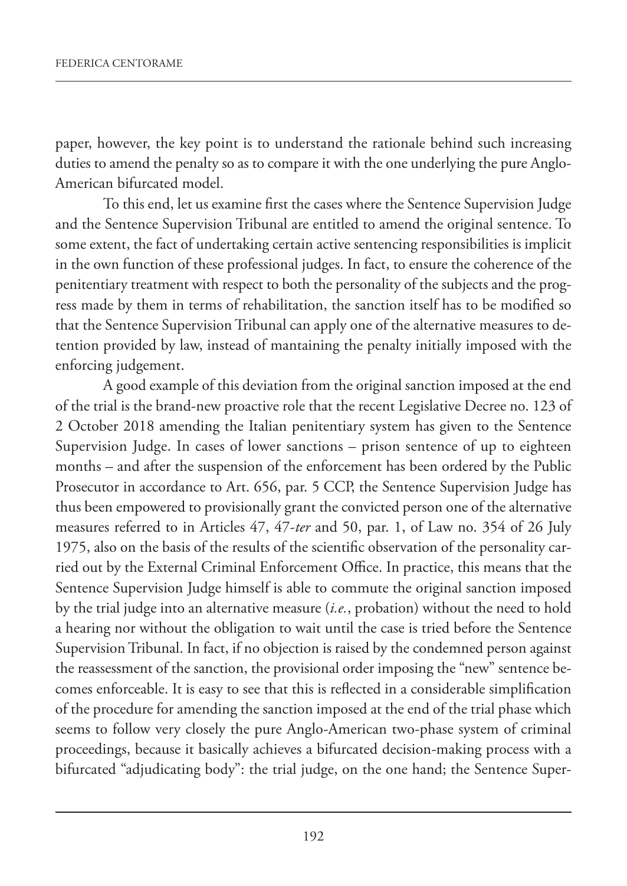paper, however, the key point is to understand the rationale behind such increasing duties to amend the penalty so as to compare it with the one underlying the pure Anglo-American bifurcated model.

To this end, let us examine first the cases where the Sentence Supervision Judge and the Sentence Supervision Tribunal are entitled to amend the original sentence. To some extent, the fact of undertaking certain active sentencing responsibilities is implicit in the own function of these professional judges. In fact, to ensure the coherence of the penitentiary treatment with respect to both the personality of the subjects and the progress made by them in terms of rehabilitation, the sanction itself has to be modified so that the Sentence Supervision Tribunal can apply one of the alternative measures to detention provided by law, instead of mantaining the penalty initially imposed with the enforcing judgement.

A good example of this deviation from the original sanction imposed at the end of the trial is the brand-new proactive role that the recent Legislative Decree no. 123 of 2 October 2018 amending the Italian penitentiary system has given to the Sentence Supervision Judge. In cases of lower sanctions – prison sentence of up to eighteen months – and after the suspension of the enforcement has been ordered by the Public Prosecutor in accordance to Art. 656, par. 5 CCP, the Sentence Supervision Judge has thus been empowered to provisionally grant the convicted person one of the alternative measures referred to in Articles 47, 47-*ter* and 50, par. 1, of Law no. 354 of 26 July 1975, also on the basis of the results of the scientific observation of the personality carried out by the External Criminal Enforcement Office. In practice, this means that the Sentence Supervision Judge himself is able to commute the original sanction imposed by the trial judge into an alternative measure (*i.e.*, probation) without the need to hold a hearing nor without the obligation to wait until the case is tried before the Sentence Supervision Tribunal. In fact, if no objection is raised by the condemned person against the reassessment of the sanction, the provisional order imposing the "new" sentence becomes enforceable. It is easy to see that this is reflected in a considerable simplification of the procedure for amending the sanction imposed at the end of the trial phase which seems to follow very closely the pure Anglo-American two-phase system of criminal proceedings, because it basically achieves a bifurcated decision-making process with a bifurcated "adjudicating body": the trial judge, on the one hand; the Sentence Super-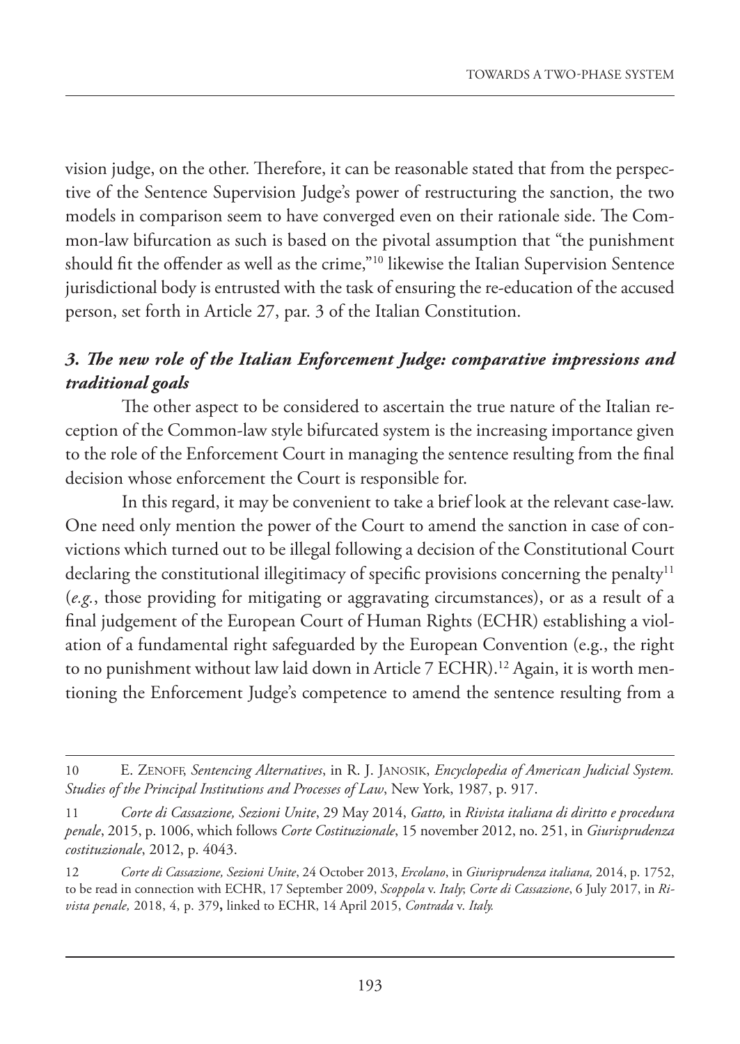vision judge, on the other. Therefore, it can be reasonable stated that from the perspective of the Sentence Supervision Judge's power of restructuring the sanction, the two models in comparison seem to have converged even on their rationale side. The Common-law bifurcation as such is based on the pivotal assumption that "the punishment should fit the offender as well as the crime,"[10] likewise the Italian Supervision Sentence jurisdictional body is entrusted with the task of ensuring the re-education of the accused person, set forth in Article 27, par. 3 of the Italian Constitution.

### *3. The new role of the Italian Enforcement Judge: comparative impressions and traditional goals*

The other aspect to be considered to ascertain the true nature of the Italian reception of the Common-law style bifurcated system is the increasing importance given to the role of the Enforcement Court in managing the sentence resulting from the final decision whose enforcement the Court is responsible for.

In this regard, it may be convenient to take a brief look at the relevant case-law. One need only mention the power of the Court to amend the sanction in case of convictions which turned out to be illegal following a decision of the Constitutional Court declaring the constitutional illegitimacy of specific provisions concerning the penalty[11] (*e.g.*, those providing for mitigating or aggravating circumstances), or as a result of a final judgement of the European Court of Human Rights (ECHR) establishing a violation of a fundamental right safeguarded by the European Convention (e.g., the right to no punishment without law laid down in Article 7 ECHR).[12] Again, it is worth mentioning the Enforcement Judge's competence to amend the sentence resulting from a

---

10 E. Zenoff, *Sentencing Alternatives*, in R. J. Janosik, *Encyclopedia of American Judicial System. Studies of the Principal Institutions and Processes of Law*, New York, 1987, p. 917.

11 *Corte di Cassazione, Sezioni Unite*, 29 May 2014, *Gatto,* in *Rivista italiana di diritto e procedura penale*, 2015, p. 1006, which follows *Corte Costituzionale*, 15 november 2012, no. 251, in *Giurisprudenza costituzionale*, 2012, p. 4043.

12 *Corte di Cassazione, Sezioni Unite*, 24 October 2013, *Ercolano*, in *Giurisprudenza italiana,* 2014, p. 1752, to be read in connection with ECHR, 17 September 2009, *Scoppola* v. *Italy*; *Corte di Cassazione*, 6 July 2017, in *Rivista penale,* 2018, 4, p. 379**,** linked to ECHR, 14 April 2015, *Contrada* v. *Italy.*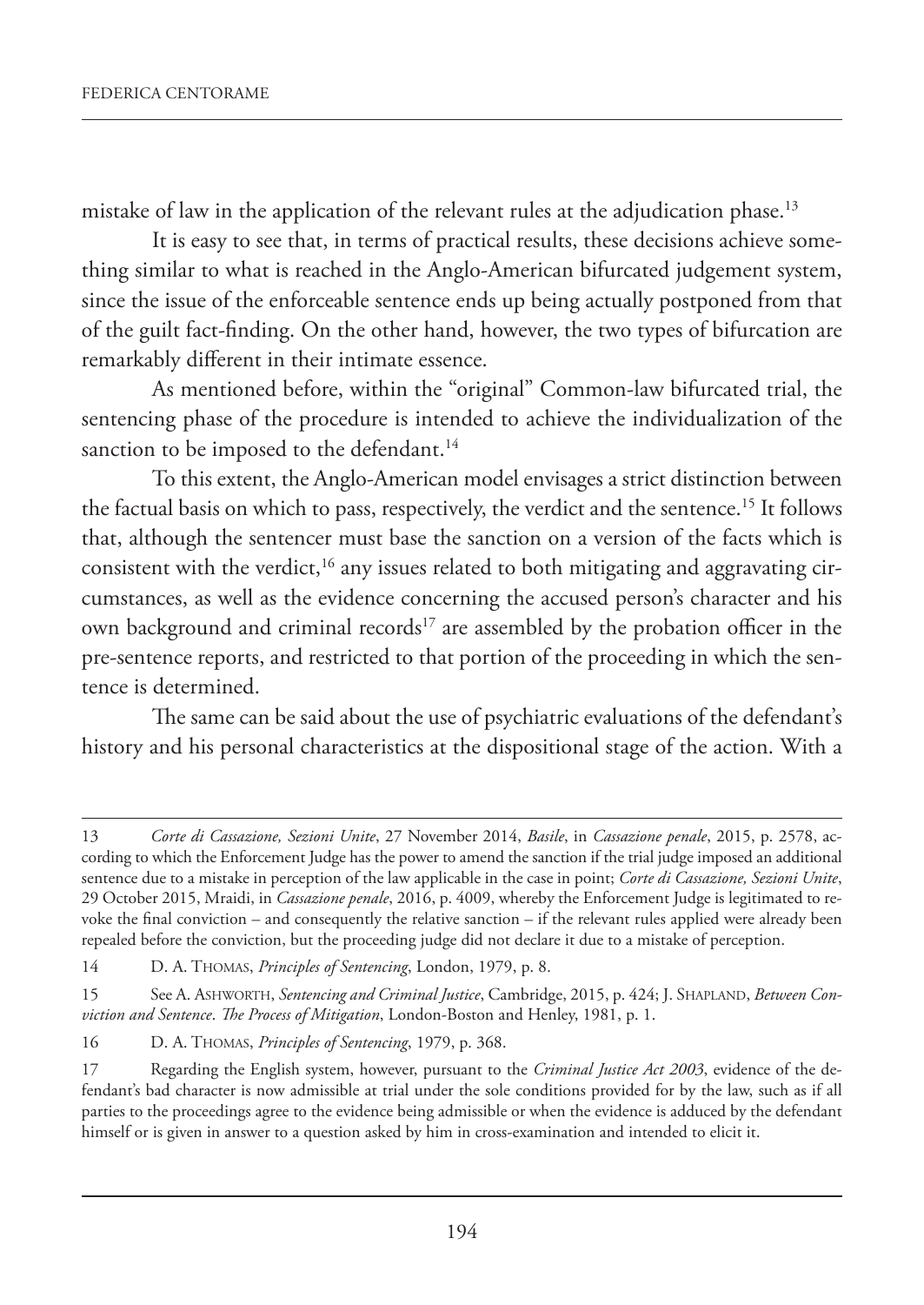mistake of law in the application of the relevant rules at the adjudication phase.[13]

It is easy to see that, in terms of practical results, these decisions achieve something similar to what is reached in the Anglo-American bifurcated judgement system, since the issue of the enforceable sentence ends up being actually postponed from that of the guilt fact-finding. On the other hand, however, the two types of bifurcation are remarkably different in their intimate essence.

As mentioned before, within the "original" Common-law bifurcated trial, the sentencing phase of the procedure is intended to achieve the individualization of the sanction to be imposed to the defendant.[14]

To this extent, the Anglo-American model envisages a strict distinction between the factual basis on which to pass, respectively, the verdict and the sentence.[15] It follows that, although the sentencer must base the sanction on a version of the facts which is consistent with the verdict,[16] any issues related to both mitigating and aggravating circumstances, as well as the evidence concerning the accused person's character and his own background and criminal records[17] are assembled by the probation officer in the pre-sentence reports, and restricted to that portion of the proceeding in which the sentence is determined.

The same can be said about the use of psychiatric evaluations of the defendant's history and his personal characteristics at the dispositional stage of the action. With a

---

13 *Corte di Cassazione, Sezioni Unite*, 27 November 2014, *Basile*, in *Cassazione penale*, 2015, p. 2578, according to which the Enforcement Judge has the power to amend the sanction if the trial judge imposed an additional sentence due to a mistake in perception of the law applicable in the case in point; *Corte di Cassazione, Sezioni Unite*, 29 October 2015, Mraidi, in *Cassazione penale*, 2016, p. 4009, whereby the Enforcement Judge is legitimated to revoke the final conviction – and consequently the relative sanction – if the relevant rules applied were already been repealed before the conviction, but the proceeding judge did not declare it due to a mistake of perception.

14 D. A. Thomas, *Principles of Sentencing*, London, 1979, p. 8.

15 See A. Ashworth, *Sentencing and Criminal Justice*, Cambridge, 2015, p. 424; J. Shapland, *Between Conviction and Sentence*. *The Process of Mitigation*, London-Boston and Henley, 1981, p. 1.

16 D. A. Thomas, *Principles of Sentencing*, 1979, p. 368.

17 Regarding the English system, however, pursuant to the *Criminal Justice Act 2003*, evidence of the defendant's bad character is now admissible at trial under the sole conditions provided for by the law, such as if all parties to the proceedings agree to the evidence being admissible or when the evidence is adduced by the defendant himself or is given in answer to a question asked by him in cross-examination and intended to elicit it.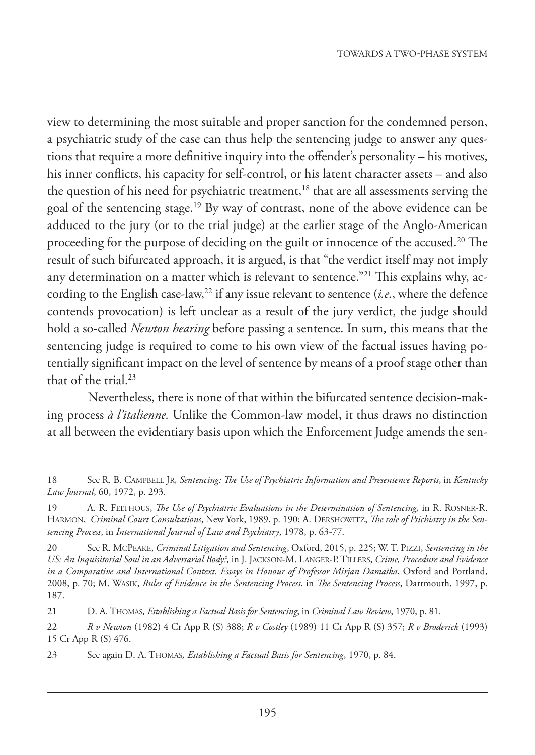view to determining the most suitable and proper sanction for the condemned person, a psychiatric study of the case can thus help the sentencing judge to answer any questions that require a more definitive inquiry into the offender's personality – his motives, his inner conflicts, his capacity for self-control, or his latent character assets – and also the question of his need for psychiatric treatment,[18] that are all assessments serving the goal of the sentencing stage.[19] By way of contrast, none of the above evidence can be adduced to the jury (or to the trial judge) at the earlier stage of the Anglo-American proceeding for the purpose of deciding on the guilt or innocence of the accused.[20] The result of such bifurcated approach, it is argued, is that "the verdict itself may not imply any determination on a matter which is relevant to sentence."[21] This explains why, according to the English case-law,[22] if any issue relevant to sentence (*i.e.*, where the defence contends provocation) is left unclear as a result of the jury verdict, the judge should hold a so-called *Newton hearing* before passing a sentence. In sum, this means that the sentencing judge is required to come to his own view of the factual issues having potentially significant impact on the level of sentence by means of a proof stage other than that of the trial.[23]

Nevertheless, there is none of that within the bifurcated sentence decision-making process *à l'italienne.* Unlike the Common-law model, it thus draws no distinction at all between the evidentiary basis upon which the Enforcement Judge amends the sen-

---

18 See R. B. Campbell Jr, *Sentencing: The Use of Psychiatric Information and Presentence Reports*, in *Kentucky Law Journal*, 60, 1972, p. 293.

19 A. R. Felthous, *The Use of Psychiatric Evaluations in the Determination of Sentencing,* in R. Rosner-R. Harmon, *Criminal Court Consultations*, New York, 1989, p. 190; A. Dershowitz, *The role of Psichiatry in the Sentencing Process*, in *International Journal of Law and Psychiatry*, 1978, p. 63-77.

20 See R. McPeake, *Criminal Litigation and Sentencing*, Oxford, 2015, p. 225; W. T. Pizzi, *Sentencing in the US: An Inquisitorial Soul in an Adversarial Body?*, in J. Jackson-M. Langer-P. Tillers, *Crime, Procedure and Evidence in a Comparative and International Context. Essays in Honour of Professor Mirjan Damaška*, Oxford and Portland, 2008, p. 70; M. Wasik, *Rules of Evidence in the Sentencing Process*, in *The Sentencing Process*, Dartmouth, 1997, p. 187.

21 D. A. Thomas*, Establishing a Factual Basis for Sentencing*, in *Criminal Law Review*, 1970, p. 81.

22 *R v Newton* (1982) 4 Cr App R (S) 388; *R v Costley* (1989) 11 Cr App R (S) 357; *R v Broderick* (1993) 15 Cr App R (S) 476.

23 See again D. A. Thomas*, Establishing a Factual Basis for Sentencing*, 1970, p. 84.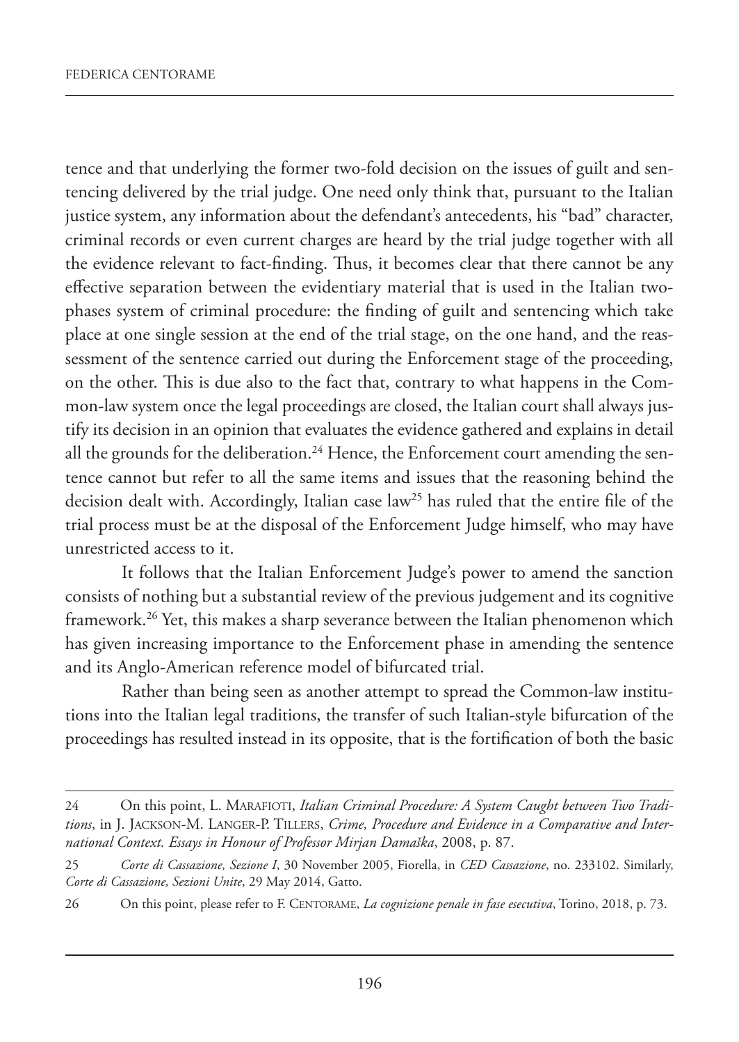tence and that underlying the former two-fold decision on the issues of guilt and sentencing delivered by the trial judge. One need only think that, pursuant to the Italian justice system, any information about the defendant's antecedents, his "bad" character, criminal records or even current charges are heard by the trial judge together with all the evidence relevant to fact-finding. Thus, it becomes clear that there cannot be any effective separation between the evidentiary material that is used in the Italian two-phases system of criminal procedure: the finding of guilt and sentencing which take place at one single session at the end of the trial stage, on the one hand, and the reassessment of the sentence carried out during the Enforcement stage of the proceeding, on the other. This is due also to the fact that, contrary to what happens in the Common-law system once the legal proceedings are closed, the Italian court shall always justify its decision in an opinion that evaluates the evidence gathered and explains in detail all the grounds for the deliberation.[24] Hence, the Enforcement court amending the sentence cannot but refer to all the same items and issues that the reasoning behind the decision dealt with. Accordingly, Italian case law[25] has ruled that the entire file of the trial process must be at the disposal of the Enforcement Judge himself, who may have unrestricted access to it.

It follows that the Italian Enforcement Judge's power to amend the sanction consists of nothing but a substantial review of the previous judgement and its cognitive framework.[26] Yet, this makes a sharp severance between the Italian phenomenon which has given increasing importance to the Enforcement phase in amending the sentence and its Anglo-American reference model of bifurcated trial.

Rather than being seen as another attempt to spread the Common-law institutions into the Italian legal traditions, the transfer of such Italian-style bifurcation of the proceedings has resulted instead in its opposite, that is the fortification of both the basic

---

24 On this point, L. Marafioti, *Italian Criminal Procedure: A System Caught between Two Traditions*, in J. Jackson-M. Langer-P. Tillers, *Crime, Procedure and Evidence in a Comparative and International Context. Essays in Honour of Professor Mirjan Damaška*, 2008, p. 87.

25 *Corte di Cassazione, Sezione I*, 30 November 2005, Fiorella, in *CED Cassazione*, no. 233102. Similarly, *Corte di Cassazione, Sezioni Unite*, 29 May 2014, Gatto.

26 On this point, please refer to F. Centorame, *La cognizione penale in fase esecutiva*, Torino, 2018, p. 73.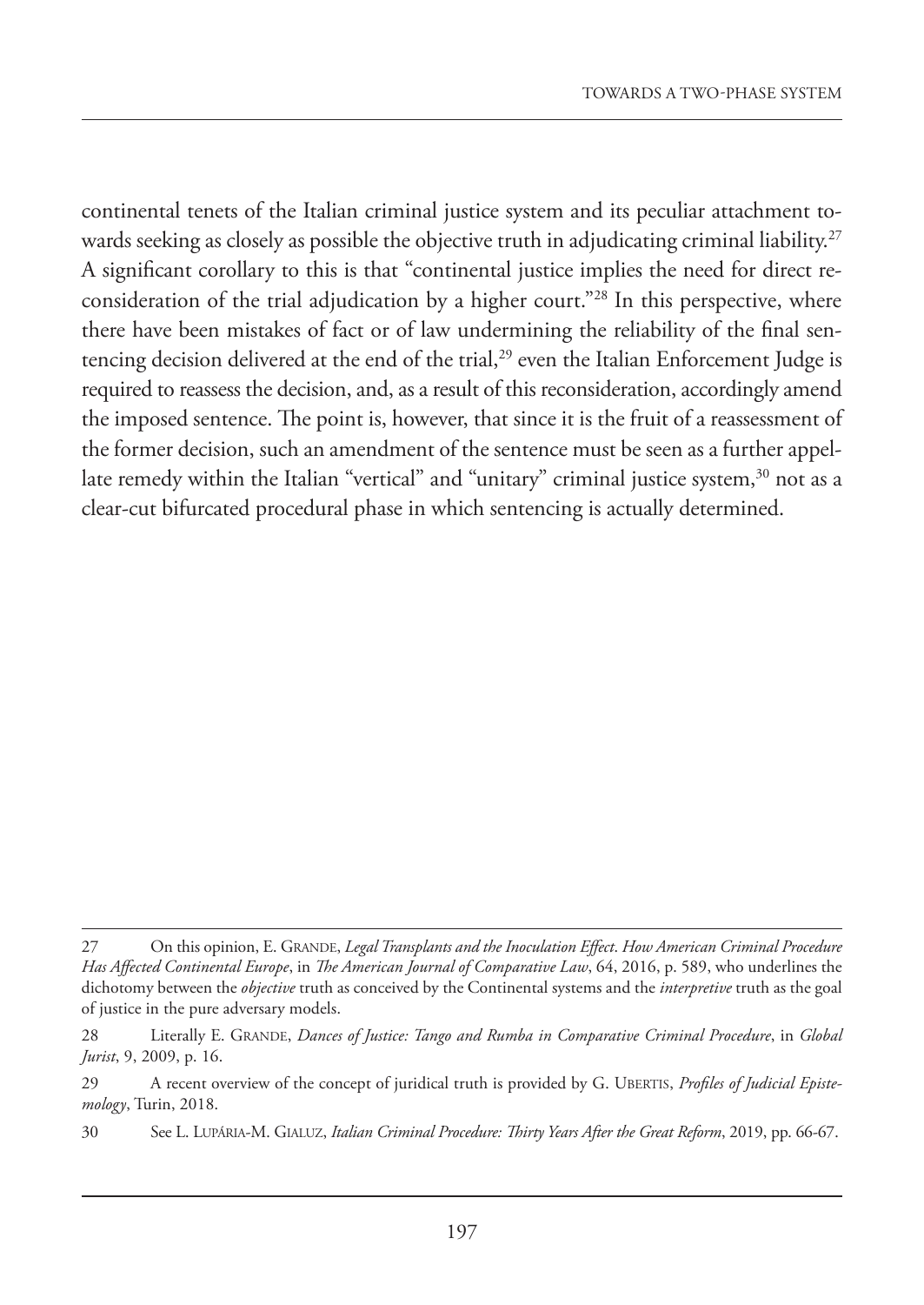continental tenets of the Italian criminal justice system and its peculiar attachment towards seeking as closely as possible the objective truth in adjudicating criminal liability.[27] A significant corollary to this is that "continental justice implies the need for direct reconsideration of the trial adjudication by a higher court."[28] In this perspective, where there have been mistakes of fact or of law undermining the reliability of the final sentencing decision delivered at the end of the trial,[29] even the Italian Enforcement Judge is required to reassess the decision, and, as a result of this reconsideration, accordingly amend the imposed sentence. The point is, however, that since it is the fruit of a reassessment of the former decision, such an amendment of the sentence must be seen as a further appellate remedy within the Italian "vertical" and "unitary" criminal justice system,[30] not as a clear-cut bifurcated procedural phase in which sentencing is actually determined.

---

27 On this opinion, E. GRANDE, *Legal Transplants and the Inoculation Effect. How American Criminal Procedure Has Affected Continental Europe*, in *The American Journal of Comparative Law*, 64, 2016, p. 589, who underlines the dichotomy between the *objective* truth as conceived by the Continental systems and the *interpretive* truth as the goal of justice in the pure adversary models.

28 Literally E. GRANDE, *Dances of Justice: Tango and Rumba in Comparative Criminal Procedure*, in *Global Jurist*, 9, 2009, p. 16.

29 A recent overview of the concept of juridical truth is provided by G. UBERTIS, *Profiles of Judicial Epistemology*, Turin, 2018.

30 See L. LUPÁRIA-M. GIALUZ, *Italian Criminal Procedure: Thirty Years After the Great Reform*, 2019, pp. 66-67.